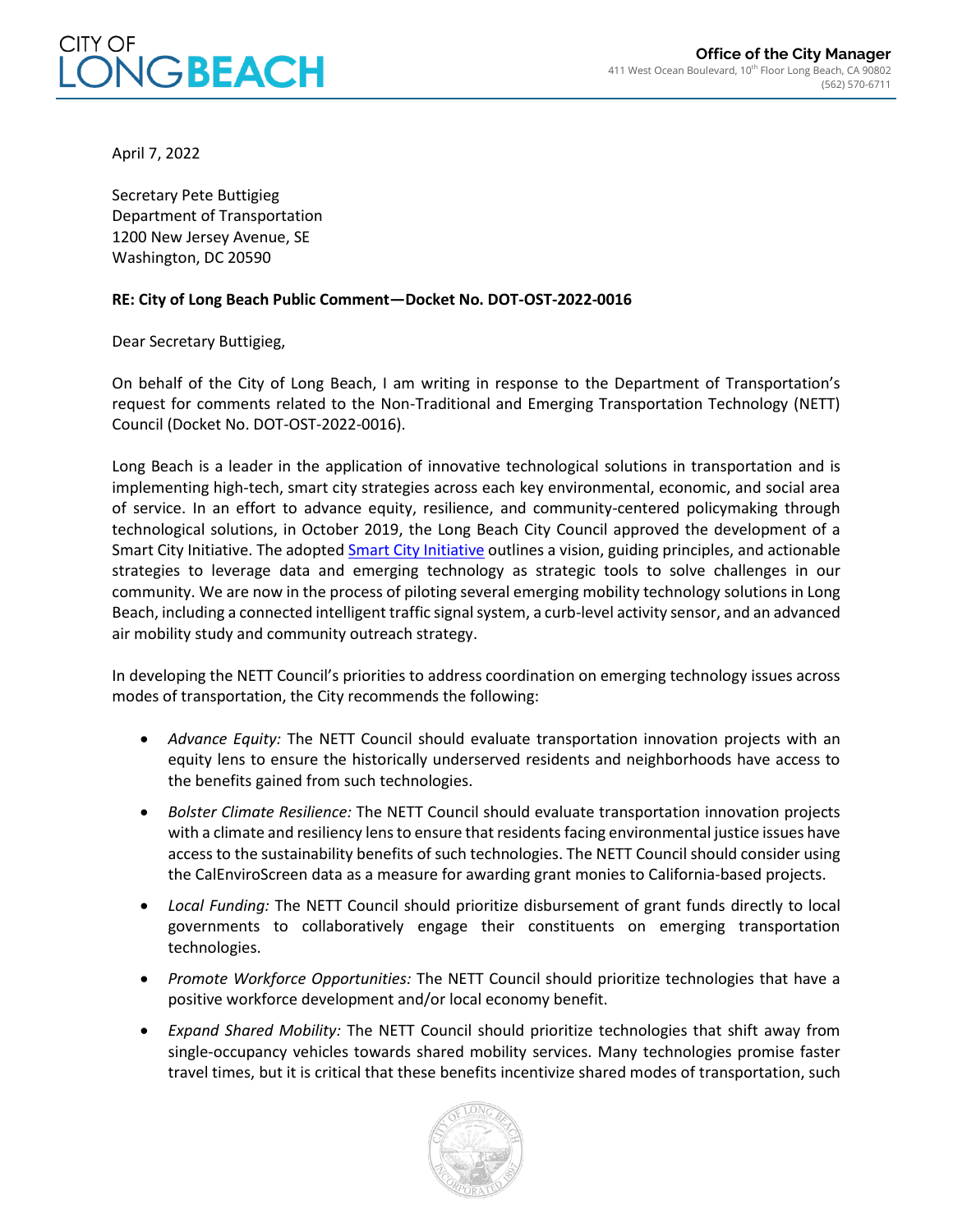CITY OF LONG BEACH

**Office of the City Manager**
411 West Ocean Boulevard, 10th Floor Long Beach, CA 90802
(562) 570-6711

April 7, 2022

Secretary Pete Buttigieg
Department of Transportation
1200 New Jersey Avenue, SE
Washington, DC 20590

**RE: City of Long Beach Public Comment—Docket No. DOT-OST-2022-0016**

Dear Secretary Buttigieg,

On behalf of the City of Long Beach, I am writing in response to the Department of Transportation's request for comments related to the Non-Traditional and Emerging Transportation Technology (NETT) Council (Docket No. DOT-OST-2022-0016).

Long Beach is a leader in the application of innovative technological solutions in transportation and is implementing high-tech, smart city strategies across each key environmental, economic, and social area of service. In an effort to advance equity, resilience, and community-centered policymaking through technological solutions, in October 2019, the Long Beach City Council approved the development of a Smart City Initiative. The adopted Smart City Initiative outlines a vision, guiding principles, and actionable strategies to leverage data and emerging technology as strategic tools to solve challenges in our community. We are now in the process of piloting several emerging mobility technology solutions in Long Beach, including a connected intelligent traffic signal system, a curb-level activity sensor, and an advanced air mobility study and community outreach strategy.

In developing the NETT Council's priorities to address coordination on emerging technology issues across modes of transportation, the City recommends the following:

- *Advance Equity:* The NETT Council should evaluate transportation innovation projects with an equity lens to ensure the historically underserved residents and neighborhoods have access to the benefits gained from such technologies.
- *Bolster Climate Resilience:* The NETT Council should evaluate transportation innovation projects with a climate and resiliency lens to ensure that residents facing environmental justice issues have access to the sustainability benefits of such technologies. The NETT Council should consider using the CalEnviroScreen data as a measure for awarding grant monies to California-based projects.
- *Local Funding:* The NETT Council should prioritize disbursement of grant funds directly to local governments to collaboratively engage their constituents on emerging transportation technologies.
- *Promote Workforce Opportunities:* The NETT Council should prioritize technologies that have a positive workforce development and/or local economy benefit.
- *Expand Shared Mobility:* The NETT Council should prioritize technologies that shift away from single-occupancy vehicles towards shared mobility services. Many technologies promise faster travel times, but it is critical that these benefits incentivize shared modes of transportation, such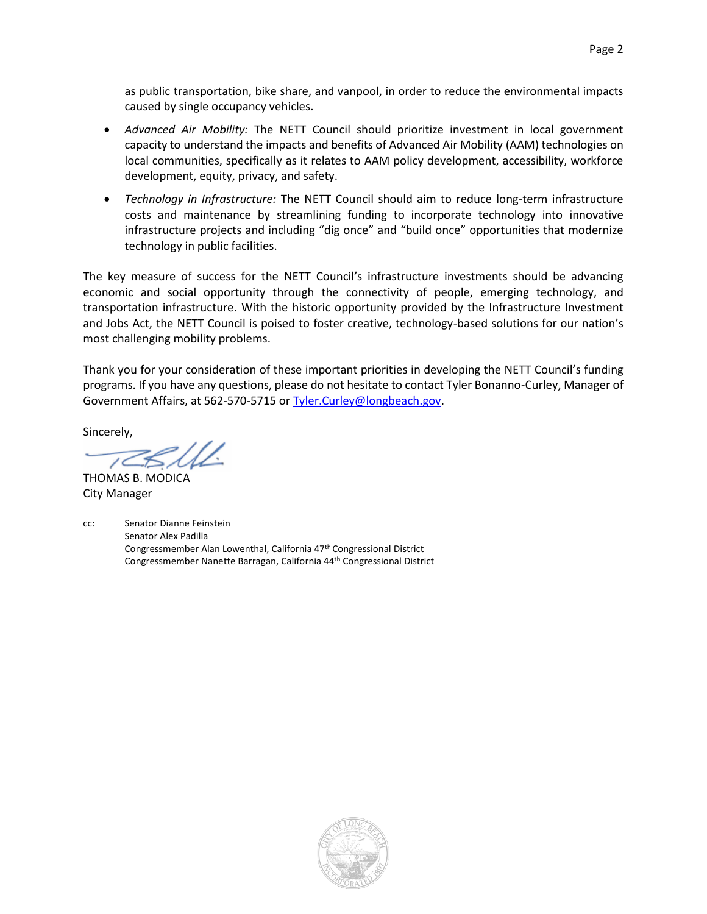as public transportation, bike share, and vanpool, in order to reduce the environmental impacts caused by single occupancy vehicles.

- *Advanced Air Mobility:* The NETT Council should prioritize investment in local government capacity to understand the impacts and benefits of Advanced Air Mobility (AAM) technologies on local communities, specifically as it relates to AAM policy development, accessibility, workforce development, equity, privacy, and safety.
- *Technology in Infrastructure:* The NETT Council should aim to reduce long-term infrastructure costs and maintenance by streamlining funding to incorporate technology into innovative infrastructure projects and including "dig once" and "build once" opportunities that modernize technology in public facilities.

The key measure of success for the NETT Council's infrastructure investments should be advancing economic and social opportunity through the connectivity of people, emerging technology, and transportation infrastructure. With the historic opportunity provided by the Infrastructure Investment and Jobs Act, the NETT Council is poised to foster creative, technology-based solutions for our nation's most challenging mobility problems.

Thank you for your consideration of these important priorities in developing the NETT Council's funding programs. If you have any questions, please do not hesitate to contact Tyler Bonanno-Curley, Manager of Government Affairs, at 562-570-5715 or Tyler.Curley@longbeach.gov.

Sincerely,

THOMAS B. MODICA
City Manager

cc: Senator Dianne Feinstein
Senator Alex Padilla
Congressmember Alan Lowenthal, California 47th Congressional District
Congressmember Nanette Barragan, California 44th Congressional District